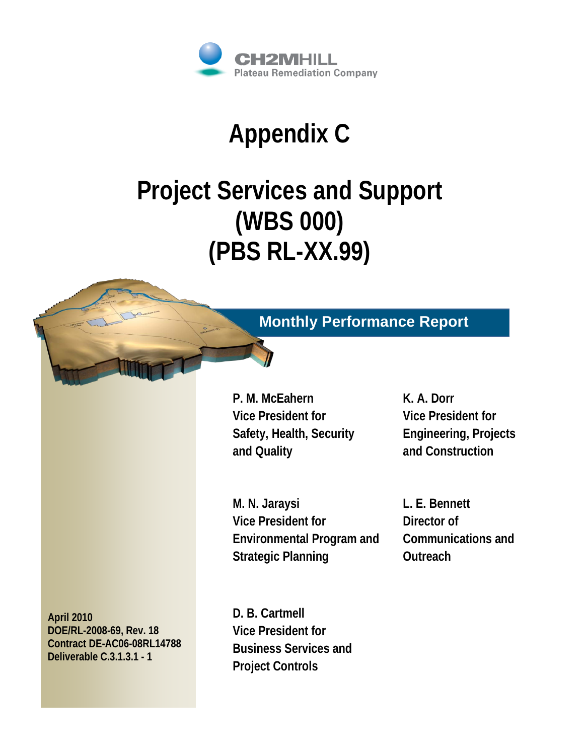CH2MHILL
Plateau Remediation Company

# Appendix C

# Project Services and Support (WBS 000) (PBS RL-XX.99)

## Monthly Performance Report

**P. M. McEahern**
**Vice President for Safety, Health, Security and Quality**

**K. A. Dorr**
**Vice President for Engineering, Projects and Construction**

**M. N. Jaraysi**
**Vice President for Environmental Program and Strategic Planning**

**L. E. Bennett**
**Director of Communications and Outreach**

**D. B. Cartmell**
**Vice President for Business Services and Project Controls**

**April 2010**
**DOE/RL-2008-69, Rev. 18**
**Contract DE-AC06-08RL14788**
**Deliverable C.3.1.3.1 - 1**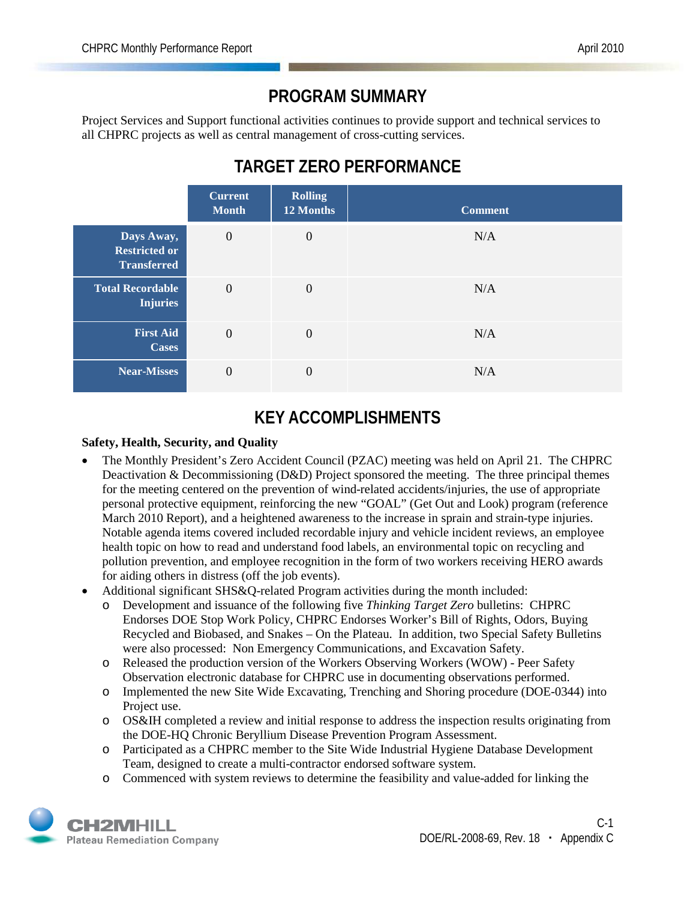# PROGRAM SUMMARY

Project Services and Support functional activities continues to provide support and technical services to all CHPRC projects as well as central management of cross-cutting services.

# TARGET ZERO PERFORMANCE

| | Current Month | Rolling 12 Months | Comment |
|---|---|---|---|
| **Days Away, Restricted or Transferred** | 0 | 0 | N/A |
| **Total Recordable Injuries** | 0 | 0 | N/A |
| **First Aid Cases** | 0 | 0 | N/A |
| **Near-Misses** | 0 | 0 | N/A |

# KEY ACCOMPLISHMENTS

**Safety, Health, Security, and Quality**

- The Monthly President's Zero Accident Council (PZAC) meeting was held on April 21. The CHPRC Deactivation & Decommissioning (D&D) Project sponsored the meeting. The three principal themes for the meeting centered on the prevention of wind-related accidents/injuries, the use of appropriate personal protective equipment, reinforcing the new "GOAL" (Get Out and Look) program (reference March 2010 Report), and a heightened awareness to the increase in sprain and strain-type injuries. Notable agenda items covered included recordable injury and vehicle incident reviews, an employee health topic on how to read and understand food labels, an environmental topic on recycling and pollution prevention, and employee recognition in the form of two workers receiving HERO awards for aiding others in distress (off the job events).
- Additional significant SHS&Q-related Program activities during the month included:
  - Development and issuance of the following five *Thinking Target Zero* bulletins: CHPRC Endorses DOE Stop Work Policy, CHPRC Endorses Worker's Bill of Rights, Odors, Buying Recycled and Biobased, and Snakes – On the Plateau. In addition, two Special Safety Bulletins were also processed: Non Emergency Communications, and Excavation Safety.
  - Released the production version of the Workers Observing Workers (WOW) - Peer Safety Observation electronic database for CHPRC use in documenting observations performed.
  - Implemented the new Site Wide Excavating, Trenching and Shoring procedure (DOE-0344) into Project use.
  - OS&IH completed a review and initial response to address the inspection results originating from the DOE-HQ Chronic Beryllium Disease Prevention Program Assessment.
  - Participated as a CHPRC member to the Site Wide Industrial Hygiene Database Development Team, designed to create a multi-contractor endorsed software system.
  - Commenced with system reviews to determine the feasibility and value-added for linking the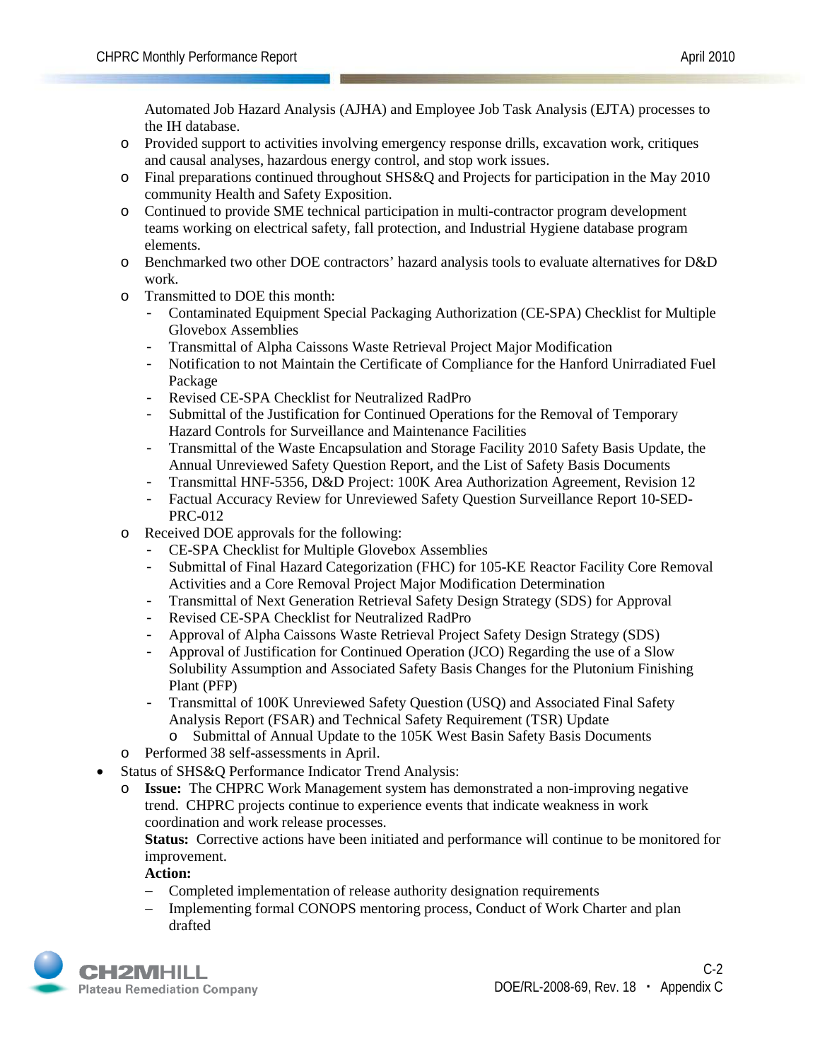Automated Job Hazard Analysis (AJHA) and Employee Job Task Analysis (EJTA) processes to the IH database.

- Provided support to activities involving emergency response drills, excavation work, critiques and causal analyses, hazardous energy control, and stop work issues.
- Final preparations continued throughout SHS&Q and Projects for participation in the May 2010 community Health and Safety Exposition.
- Continued to provide SME technical participation in multi-contractor program development teams working on electrical safety, fall protection, and Industrial Hygiene database program elements.
- Benchmarked two other DOE contractors' hazard analysis tools to evaluate alternatives for D&D work.
- Transmitted to DOE this month:
  - Contaminated Equipment Special Packaging Authorization (CE-SPA) Checklist for Multiple Glovebox Assemblies
  - Transmittal of Alpha Caissons Waste Retrieval Project Major Modification
  - Notification to not Maintain the Certificate of Compliance for the Hanford Unirradiated Fuel Package
  - Revised CE-SPA Checklist for Neutralized RadPro
  - Submittal of the Justification for Continued Operations for the Removal of Temporary Hazard Controls for Surveillance and Maintenance Facilities
  - Transmittal of the Waste Encapsulation and Storage Facility 2010 Safety Basis Update, the Annual Unreviewed Safety Question Report, and the List of Safety Basis Documents
  - Transmittal HNF-5356, D&D Project: 100K Area Authorization Agreement, Revision 12
  - Factual Accuracy Review for Unreviewed Safety Question Surveillance Report 10-SED-PRC-012
- Received DOE approvals for the following:
  - CE-SPA Checklist for Multiple Glovebox Assemblies
  - Submittal of Final Hazard Categorization (FHC) for 105-KE Reactor Facility Core Removal Activities and a Core Removal Project Major Modification Determination
  - Transmittal of Next Generation Retrieval Safety Design Strategy (SDS) for Approval
  - Revised CE-SPA Checklist for Neutralized RadPro
  - Approval of Alpha Caissons Waste Retrieval Project Safety Design Strategy (SDS)
  - Approval of Justification for Continued Operation (JCO) Regarding the use of a Slow Solubility Assumption and Associated Safety Basis Changes for the Plutonium Finishing Plant (PFP)
  - Transmittal of 100K Unreviewed Safety Question (USQ) and Associated Final Safety Analysis Report (FSAR) and Technical Safety Requirement (TSR) Update
    - Submittal of Annual Update to the 105K West Basin Safety Basis Documents
- Performed 38 self-assessments in April.

- Status of SHS&Q Performance Indicator Trend Analysis:
  - **Issue:** The CHPRC Work Management system has demonstrated a non-improving negative trend. CHPRC projects continue to experience events that indicate weakness in work coordination and work release processes.

    **Status:** Corrective actions have been initiated and performance will continue to be monitored for improvement.

    **Action:**
    - Completed implementation of release authority designation requirements
    - Implementing formal CONOPS mentoring process, Conduct of Work Charter and plan drafted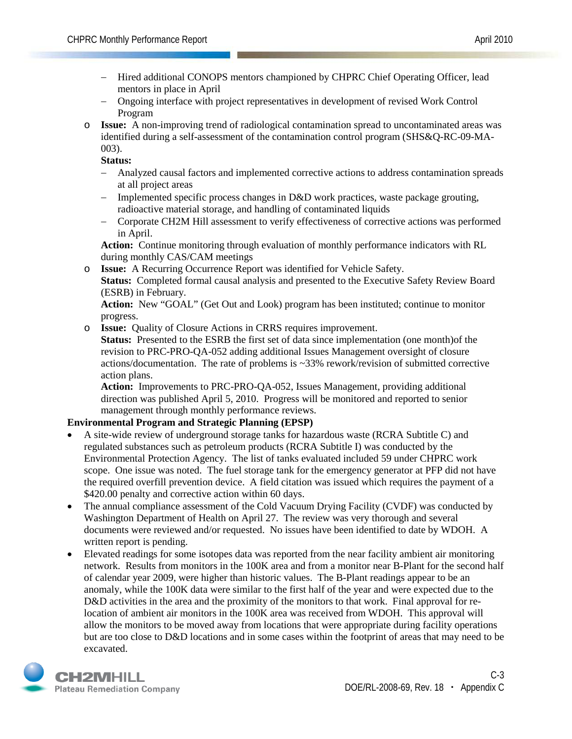- Hired additional CONOPS mentors championed by CHPRC Chief Operating Officer, lead mentors in place in April
  - Ongoing interface with project representatives in development of revised Work Control Program
- **Issue:** A non-improving trend of radiological contamination spread to uncontaminated areas was identified during a self-assessment of the contamination control program (SHS&Q-RC-09-MA-003).
  **Status:**
  - Analyzed causal factors and implemented corrective actions to address contamination spreads at all project areas
  - Implemented specific process changes in D&D work practices, waste package grouting, radioactive material storage, and handling of contaminated liquids
  - Corporate CH2M Hill assessment to verify effectiveness of corrective actions was performed in April.

  **Action:** Continue monitoring through evaluation of monthly performance indicators with RL during monthly CAS/CAM meetings
- **Issue:** A Recurring Occurrence Report was identified for Vehicle Safety.
  **Status:** Completed formal causal analysis and presented to the Executive Safety Review Board (ESRB) in February.
  **Action:** New "GOAL" (Get Out and Look) program has been instituted; continue to monitor progress.
- **Issue:** Quality of Closure Actions in CRRS requires improvement.
  **Status:** Presented to the ESRB the first set of data since implementation (one month)of the revision to PRC-PRO-QA-052 adding additional Issues Management oversight of closure actions/documentation. The rate of problems is ~33% rework/revision of submitted corrective action plans.
  **Action:** Improvements to PRC-PRO-QA-052, Issues Management, providing additional direction was published April 5, 2010. Progress will be monitored and reported to senior management through monthly performance reviews.

**Environmental Program and Strategic Planning (EPSP)**

- A site-wide review of underground storage tanks for hazardous waste (RCRA Subtitle C) and regulated substances such as petroleum products (RCRA Subtitle I) was conducted by the Environmental Protection Agency. The list of tanks evaluated included 59 under CHPRC work scope. One issue was noted. The fuel storage tank for the emergency generator at PFP did not have the required overfill prevention device. A field citation was issued which requires the payment of a $420.00 penalty and corrective action within 60 days.
- The annual compliance assessment of the Cold Vacuum Drying Facility (CVDF) was conducted by Washington Department of Health on April 27. The review was very thorough and several documents were reviewed and/or requested. No issues have been identified to date by WDOH. A written report is pending.
- Elevated readings for some isotopes data was reported from the near facility ambient air monitoring network. Results from monitors in the 100K area and from a monitor near B-Plant for the second half of calendar year 2009, were higher than historic values. The B-Plant readings appear to be an anomaly, while the 100K data were similar to the first half of the year and were expected due to the D&D activities in the area and the proximity of the monitors to that work. Final approval for re-location of ambient air monitors in the 100K area was received from WDOH. This approval will allow the monitors to be moved away from locations that were appropriate during facility operations but are too close to D&D locations and in some cases within the footprint of areas that may need to be excavated.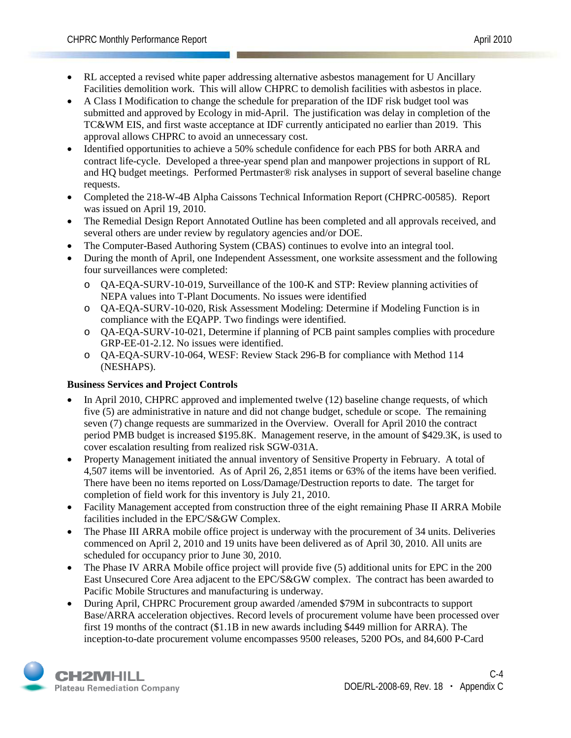- RL accepted a revised white paper addressing alternative asbestos management for U Ancillary Facilities demolition work. This will allow CHPRC to demolish facilities with asbestos in place.
- A Class I Modification to change the schedule for preparation of the IDF risk budget tool was submitted and approved by Ecology in mid-April. The justification was delay in completion of the TC&WM EIS, and first waste acceptance at IDF currently anticipated no earlier than 2019. This approval allows CHPRC to avoid an unnecessary cost.
- Identified opportunities to achieve a 50% schedule confidence for each PBS for both ARRA and contract life-cycle. Developed a three-year spend plan and manpower projections in support of RL and HQ budget meetings. Performed Pertmaster® risk analyses in support of several baseline change requests.
- Completed the 218-W-4B Alpha Caissons Technical Information Report (CHPRC-00585). Report was issued on April 19, 2010.
- The Remedial Design Report Annotated Outline has been completed and all approvals received, and several others are under review by regulatory agencies and/or DOE.
- The Computer-Based Authoring System (CBAS) continues to evolve into an integral tool.
- During the month of April, one Independent Assessment, one worksite assessment and the following four surveillances were completed:
  - QA-EQA-SURV-10-019, Surveillance of the 100-K and STP: Review planning activities of NEPA values into T-Plant Documents. No issues were identified
  - QA-EQA-SURV-10-020, Risk Assessment Modeling: Determine if Modeling Function is in compliance with the EQAPP. Two findings were identified.
  - QA-EQA-SURV-10-021, Determine if planning of PCB paint samples complies with procedure GRP-EE-01-2.12. No issues were identified.
  - QA-EQA-SURV-10-064, WESF: Review Stack 296-B for compliance with Method 114 (NESHAPS).

**Business Services and Project Controls**

- In April 2010, CHPRC approved and implemented twelve (12) baseline change requests, of which five (5) are administrative in nature and did not change budget, schedule or scope. The remaining seven (7) change requests are summarized in the Overview. Overall for April 2010 the contract period PMB budget is increased $195.8K. Management reserve, in the amount of $429.3K, is used to cover escalation resulting from realized risk SGW-031A.
- Property Management initiated the annual inventory of Sensitive Property in February. A total of 4,507 items will be inventoried. As of April 26, 2,851 items or 63% of the items have been verified. There have been no items reported on Loss/Damage/Destruction reports to date. The target for completion of field work for this inventory is July 21, 2010.
- Facility Management accepted from construction three of the eight remaining Phase II ARRA Mobile facilities included in the EPC/S&GW Complex.
- The Phase III ARRA mobile office project is underway with the procurement of 34 units. Deliveries commenced on April 2, 2010 and 19 units have been delivered as of April 30, 2010. All units are scheduled for occupancy prior to June 30, 2010.
- The Phase IV ARRA Mobile office project will provide five (5) additional units for EPC in the 200 East Unsecured Core Area adjacent to the EPC/S&GW complex. The contract has been awarded to Pacific Mobile Structures and manufacturing is underway.
- During April, CHPRC Procurement group awarded /amended $79M in subcontracts to support Base/ARRA acceleration objectives. Record levels of procurement volume have been processed over first 19 months of the contract ($1.1B in new awards including $449 million for ARRA). The inception-to-date procurement volume encompasses 9500 releases, 5200 POs, and 84,600 P-Card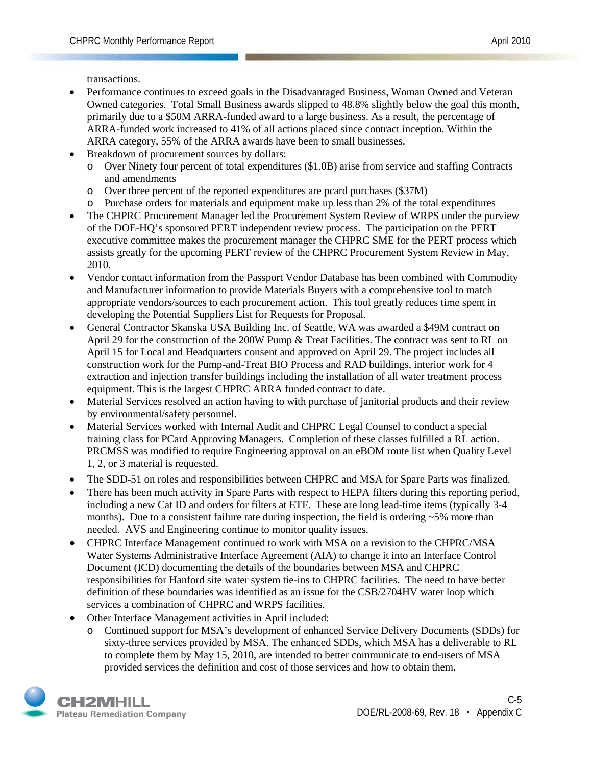transactions.

- Performance continues to exceed goals in the Disadvantaged Business, Woman Owned and Veteran Owned categories. Total Small Business awards slipped to 48.8% slightly below the goal this month, primarily due to a $50M ARRA-funded award to a large business. As a result, the percentage of ARRA-funded work increased to 41% of all actions placed since contract inception. Within the ARRA category, 55% of the ARRA awards have been to small businesses.
- Breakdown of procurement sources by dollars:
  - Over Ninety four percent of total expenditures ($1.0B) arise from service and staffing Contracts and amendments
  - Over three percent of the reported expenditures are pcard purchases ($37M)
  - Purchase orders for materials and equipment make up less than 2% of the total expenditures
- The CHPRC Procurement Manager led the Procurement System Review of WRPS under the purview of the DOE-HQ's sponsored PERT independent review process. The participation on the PERT executive committee makes the procurement manager the CHPRC SME for the PERT process which assists greatly for the upcoming PERT review of the CHPRC Procurement System Review in May, 2010.
- Vendor contact information from the Passport Vendor Database has been combined with Commodity and Manufacturer information to provide Materials Buyers with a comprehensive tool to match appropriate vendors/sources to each procurement action. This tool greatly reduces time spent in developing the Potential Suppliers List for Requests for Proposal.
- General Contractor Skanska USA Building Inc. of Seattle, WA was awarded a $49M contract on April 29 for the construction of the 200W Pump & Treat Facilities. The contract was sent to RL on April 15 for Local and Headquarters consent and approved on April 29. The project includes all construction work for the Pump-and-Treat BIO Process and RAD buildings, interior work for 4 extraction and injection transfer buildings including the installation of all water treatment process equipment. This is the largest CHPRC ARRA funded contract to date.
- Material Services resolved an action having to with purchase of janitorial products and their review by environmental/safety personnel.
- Material Services worked with Internal Audit and CHPRC Legal Counsel to conduct a special training class for PCard Approving Managers. Completion of these classes fulfilled a RL action. PRCMSS was modified to require Engineering approval on an eBOM route list when Quality Level 1, 2, or 3 material is requested.
- The SDD-51 on roles and responsibilities between CHPRC and MSA for Spare Parts was finalized.
- There has been much activity in Spare Parts with respect to HEPA filters during this reporting period, including a new Cat ID and orders for filters at ETF. These are long lead-time items (typically 3-4 months). Due to a consistent failure rate during inspection, the field is ordering ~5% more than needed. AVS and Engineering continue to monitor quality issues.
- CHPRC Interface Management continued to work with MSA on a revision to the CHPRC/MSA Water Systems Administrative Interface Agreement (AIA) to change it into an Interface Control Document (ICD) documenting the details of the boundaries between MSA and CHPRC responsibilities for Hanford site water system tie-ins to CHPRC facilities. The need to have better definition of these boundaries was identified as an issue for the CSB/2704HV water loop which services a combination of CHPRC and WRPS facilities.
- Other Interface Management activities in April included:
  - Continued support for MSA's development of enhanced Service Delivery Documents (SDDs) for sixty-three services provided by MSA. The enhanced SDDs, which MSA has a deliverable to RL to complete them by May 15, 2010, are intended to better communicate to end-users of MSA provided services the definition and cost of those services and how to obtain them.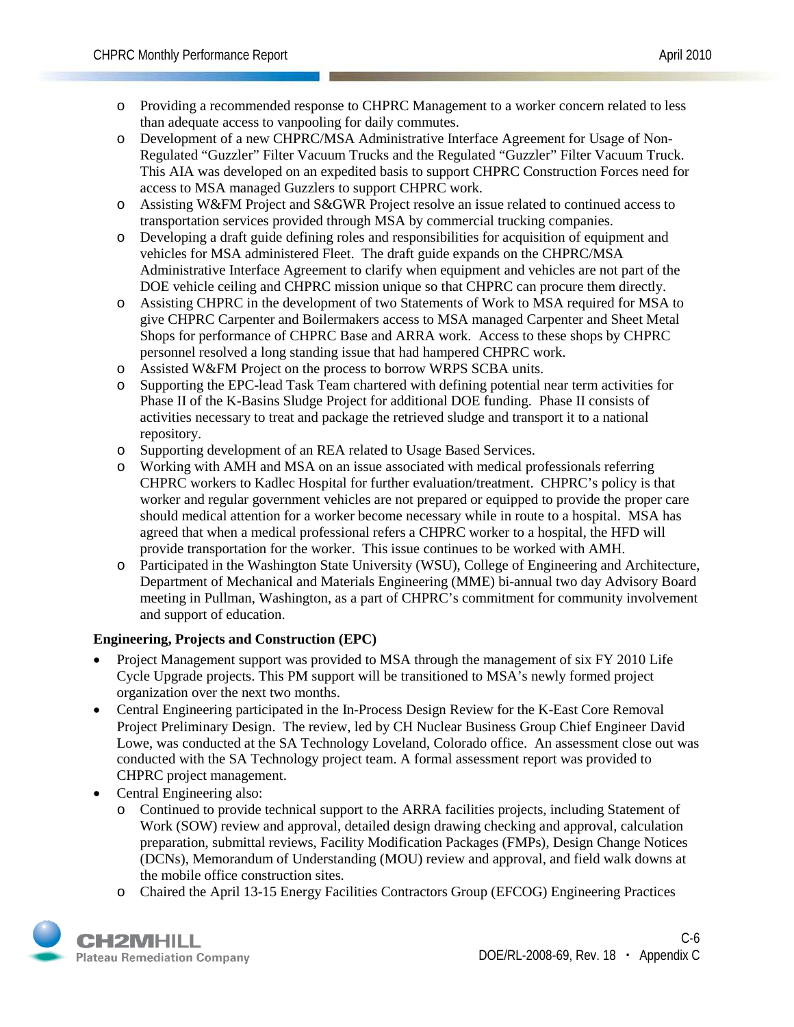- Providing a recommended response to CHPRC Management to a worker concern related to less than adequate access to vanpooling for daily commutes.
- Development of a new CHPRC/MSA Administrative Interface Agreement for Usage of Non-Regulated "Guzzler" Filter Vacuum Trucks and the Regulated "Guzzler" Filter Vacuum Truck. This AIA was developed on an expedited basis to support CHPRC Construction Forces need for access to MSA managed Guzzlers to support CHPRC work.
- Assisting W&FM Project and S&GWR Project resolve an issue related to continued access to transportation services provided through MSA by commercial trucking companies.
- Developing a draft guide defining roles and responsibilities for acquisition of equipment and vehicles for MSA administered Fleet. The draft guide expands on the CHPRC/MSA Administrative Interface Agreement to clarify when equipment and vehicles are not part of the DOE vehicle ceiling and CHPRC mission unique so that CHPRC can procure them directly.
- Assisting CHPRC in the development of two Statements of Work to MSA required for MSA to give CHPRC Carpenter and Boilermakers access to MSA managed Carpenter and Sheet Metal Shops for performance of CHPRC Base and ARRA work. Access to these shops by CHPRC personnel resolved a long standing issue that had hampered CHPRC work.
- Assisted W&FM Project on the process to borrow WRPS SCBA units.
- Supporting the EPC-lead Task Team chartered with defining potential near term activities for Phase II of the K-Basins Sludge Project for additional DOE funding. Phase II consists of activities necessary to treat and package the retrieved sludge and transport it to a national repository.
- Supporting development of an REA related to Usage Based Services.
- Working with AMH and MSA on an issue associated with medical professionals referring CHPRC workers to Kadlec Hospital for further evaluation/treatment. CHPRC's policy is that worker and regular government vehicles are not prepared or equipped to provide the proper care should medical attention for a worker become necessary while in route to a hospital. MSA has agreed that when a medical professional refers a CHPRC worker to a hospital, the HFD will provide transportation for the worker. This issue continues to be worked with AMH.
- Participated in the Washington State University (WSU), College of Engineering and Architecture, Department of Mechanical and Materials Engineering (MME) bi-annual two day Advisory Board meeting in Pullman, Washington, as a part of CHPRC's commitment for community involvement and support of education.

**Engineering, Projects and Construction (EPC)**

- Project Management support was provided to MSA through the management of six FY 2010 Life Cycle Upgrade projects. This PM support will be transitioned to MSA's newly formed project organization over the next two months.
- Central Engineering participated in the In-Process Design Review for the K-East Core Removal Project Preliminary Design. The review, led by CH Nuclear Business Group Chief Engineer David Lowe, was conducted at the SA Technology Loveland, Colorado office. An assessment close out was conducted with the SA Technology project team. A formal assessment report was provided to CHPRC project management.
- Central Engineering also:
  - Continued to provide technical support to the ARRA facilities projects, including Statement of Work (SOW) review and approval, detailed design drawing checking and approval, calculation preparation, submittal reviews, Facility Modification Packages (FMPs), Design Change Notices (DCNs), Memorandum of Understanding (MOU) review and approval, and field walk downs at the mobile office construction sites.
  - Chaired the April 13-15 Energy Facilities Contractors Group (EFCOG) Engineering Practices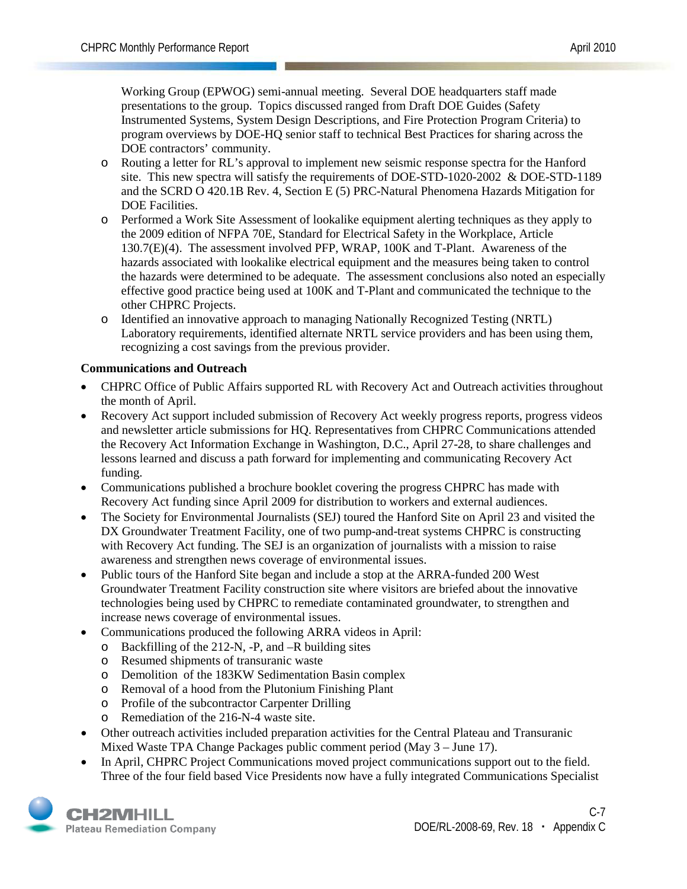Working Group (EPWOG) semi-annual meeting. Several DOE headquarters staff made presentations to the group. Topics discussed ranged from Draft DOE Guides (Safety Instrumented Systems, System Design Descriptions, and Fire Protection Program Criteria) to program overviews by DOE-HQ senior staff to technical Best Practices for sharing across the DOE contractors' community.

  - Routing a letter for RL's approval to implement new seismic response spectra for the Hanford site. This new spectra will satisfy the requirements of DOE-STD-1020-2002 & DOE-STD-1189 and the SCRD O 420.1B Rev. 4, Section E (5) PRC-Natural Phenomena Hazards Mitigation for DOE Facilities.
  - Performed a Work Site Assessment of lookalike equipment alerting techniques as they apply to the 2009 edition of NFPA 70E, Standard for Electrical Safety in the Workplace, Article 130.7(E)(4). The assessment involved PFP, WRAP, 100K and T-Plant. Awareness of the hazards associated with lookalike electrical equipment and the measures being taken to control the hazards were determined to be adequate. The assessment conclusions also noted an especially effective good practice being used at 100K and T-Plant and communicated the technique to the other CHPRC Projects.
  - Identified an innovative approach to managing Nationally Recognized Testing (NRTL) Laboratory requirements, identified alternate NRTL service providers and has been using them, recognizing a cost savings from the previous provider.

**Communications and Outreach**

- CHPRC Office of Public Affairs supported RL with Recovery Act and Outreach activities throughout the month of April.
- Recovery Act support included submission of Recovery Act weekly progress reports, progress videos and newsletter article submissions for HQ. Representatives from CHPRC Communications attended the Recovery Act Information Exchange in Washington, D.C., April 27-28, to share challenges and lessons learned and discuss a path forward for implementing and communicating Recovery Act funding.
- Communications published a brochure booklet covering the progress CHPRC has made with Recovery Act funding since April 2009 for distribution to workers and external audiences.
- The Society for Environmental Journalists (SEJ) toured the Hanford Site on April 23 and visited the DX Groundwater Treatment Facility, one of two pump-and-treat systems CHPRC is constructing with Recovery Act funding. The SEJ is an organization of journalists with a mission to raise awareness and strengthen news coverage of environmental issues.
- Public tours of the Hanford Site began and include a stop at the ARRA-funded 200 West Groundwater Treatment Facility construction site where visitors are briefed about the innovative technologies being used by CHPRC to remediate contaminated groundwater, to strengthen and increase news coverage of environmental issues.
- Communications produced the following ARRA videos in April:
  - Backfilling of the 212-N, -P, and –R building sites
  - Resumed shipments of transuranic waste
  - Demolition of the 183KW Sedimentation Basin complex
  - Removal of a hood from the Plutonium Finishing Plant
  - Profile of the subcontractor Carpenter Drilling
  - Remediation of the 216-N-4 waste site.
- Other outreach activities included preparation activities for the Central Plateau and Transuranic Mixed Waste TPA Change Packages public comment period (May 3 – June 17).
- In April, CHPRC Project Communications moved project communications support out to the field. Three of the four field based Vice Presidents now have a fully integrated Communications Specialist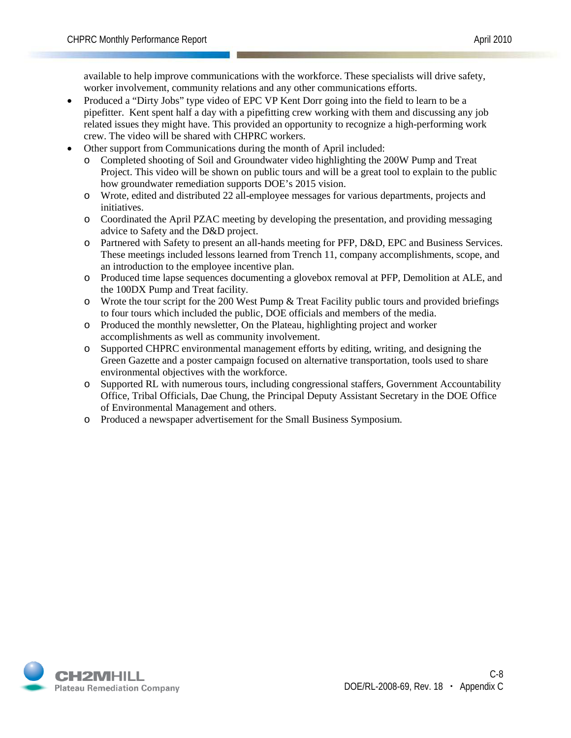available to help improve communications with the workforce. These specialists will drive safety, worker involvement, community relations and any other communications efforts.

- Produced a "Dirty Jobs" type video of EPC VP Kent Dorr going into the field to learn to be a pipefitter. Kent spent half a day with a pipefitting crew working with them and discussing any job related issues they might have. This provided an opportunity to recognize a high-performing work crew. The video will be shared with CHPRC workers.
- Other support from Communications during the month of April included:
  - Completed shooting of Soil and Groundwater video highlighting the 200W Pump and Treat Project. This video will be shown on public tours and will be a great tool to explain to the public how groundwater remediation supports DOE's 2015 vision.
  - Wrote, edited and distributed 22 all-employee messages for various departments, projects and initiatives.
  - Coordinated the April PZAC meeting by developing the presentation, and providing messaging advice to Safety and the D&D project.
  - Partnered with Safety to present an all-hands meeting for PFP, D&D, EPC and Business Services. These meetings included lessons learned from Trench 11, company accomplishments, scope, and an introduction to the employee incentive plan.
  - Produced time lapse sequences documenting a glovebox removal at PFP, Demolition at ALE, and the 100DX Pump and Treat facility.
  - Wrote the tour script for the 200 West Pump & Treat Facility public tours and provided briefings to four tours which included the public, DOE officials and members of the media.
  - Produced the monthly newsletter, On the Plateau, highlighting project and worker accomplishments as well as community involvement.
  - Supported CHPRC environmental management efforts by editing, writing, and designing the Green Gazette and a poster campaign focused on alternative transportation, tools used to share environmental objectives with the workforce.
  - Supported RL with numerous tours, including congressional staffers, Government Accountability Office, Tribal Officials, Dae Chung, the Principal Deputy Assistant Secretary in the DOE Office of Environmental Management and others.
  - Produced a newspaper advertisement for the Small Business Symposium.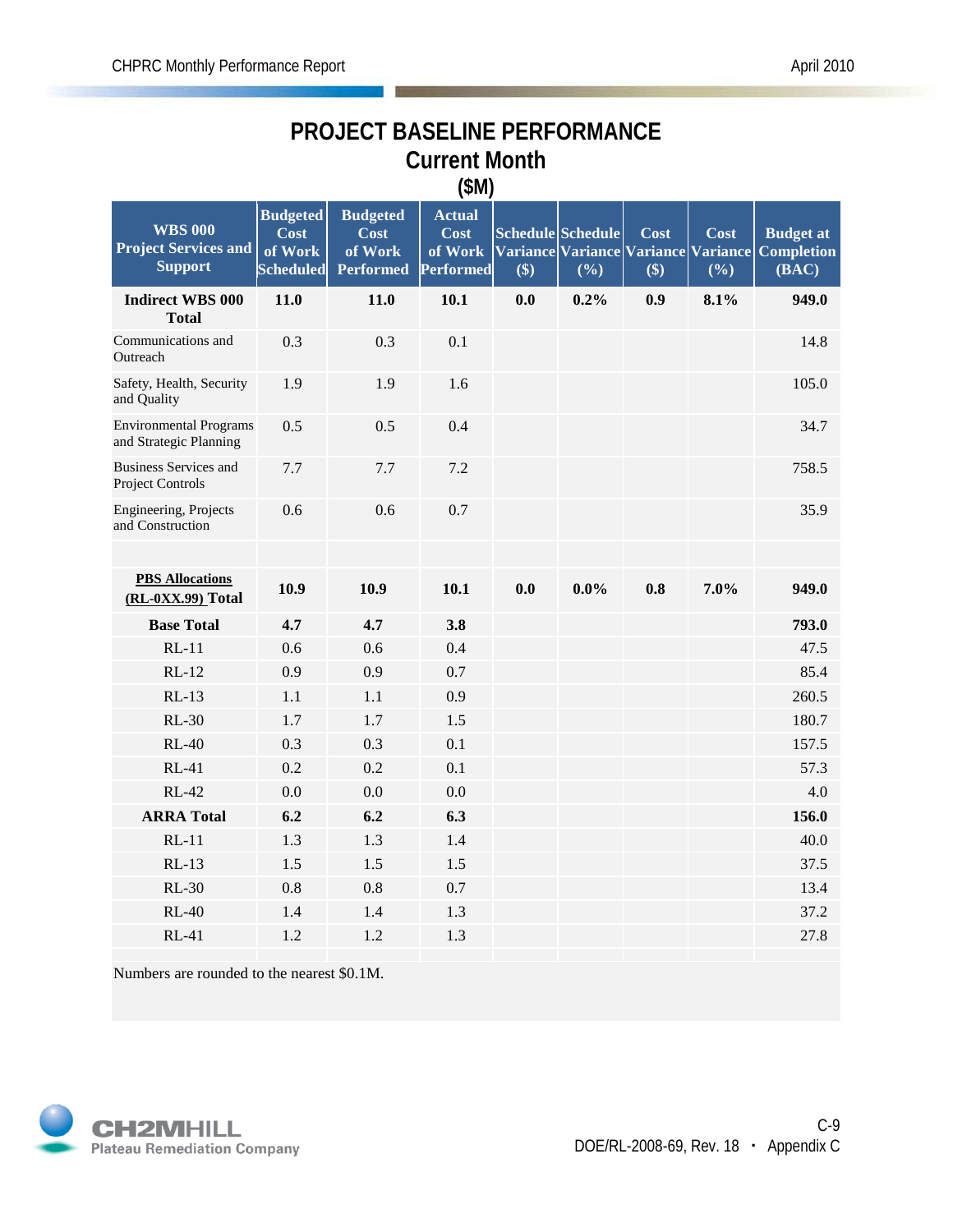# PROJECT BASELINE PERFORMANCE
## Current Month
### ($M)

| WBS 000 Project Services and Support | Budgeted Cost of Work Scheduled | Budgeted Cost of Work Performed | Actual Cost of Work Performed | Schedule Variance ($) | Schedule Variance (%) | Cost Variance ($) | Cost Variance (%) | Budget at Completion (BAC) |
|---|---|---|---|---|---|---|---|---|
| **Indirect WBS 000 Total** | **11.0** | **11.0** | **10.1** | **0.0** | **0.2%** | **0.9** | **8.1%** | **949.0** |
| Communications and Outreach | 0.3 | 0.3 | 0.1 | | | | | 14.8 |
| Safety, Health, Security and Quality | 1.9 | 1.9 | 1.6 | | | | | 105.0 |
| Environmental Programs and Strategic Planning | 0.5 | 0.5 | 0.4 | | | | | 34.7 |
| Business Services and Project Controls | 7.7 | 7.7 | 7.2 | | | | | 758.5 |
| Engineering, Projects and Construction | 0.6 | 0.6 | 0.7 | | | | | 35.9 |
| | | | | | | | | |
| **PBS Allocations (RL-0XX.99) Total** | **10.9** | **10.9** | **10.1** | **0.0** | **0.0%** | **0.8** | **7.0%** | **949.0** |
| **Base Total** | **4.7** | **4.7** | **3.8** | | | | | **793.0** |
| RL-11 | 0.6 | 0.6 | 0.4 | | | | | 47.5 |
| RL-12 | 0.9 | 0.9 | 0.7 | | | | | 85.4 |
| RL-13 | 1.1 | 1.1 | 0.9 | | | | | 260.5 |
| RL-30 | 1.7 | 1.7 | 1.5 | | | | | 180.7 |
| RL-40 | 0.3 | 0.3 | 0.1 | | | | | 157.5 |
| RL-41 | 0.2 | 0.2 | 0.1 | | | | | 57.3 |
| RL-42 | 0.0 | 0.0 | 0.0 | | | | | 4.0 |
| **ARRA Total** | **6.2** | **6.2** | **6.3** | | | | | **156.0** |
| RL-11 | 1.3 | 1.3 | 1.4 | | | | | 40.0 |
| RL-13 | 1.5 | 1.5 | 1.5 | | | | | 37.5 |
| RL-30 | 0.8 | 0.8 | 0.7 | | | | | 13.4 |
| RL-40 | 1.4 | 1.4 | 1.3 | | | | | 37.2 |
| RL-41 | 1.2 | 1.2 | 1.3 | | | | | 27.8 |

Numbers are rounded to the nearest $0.1M.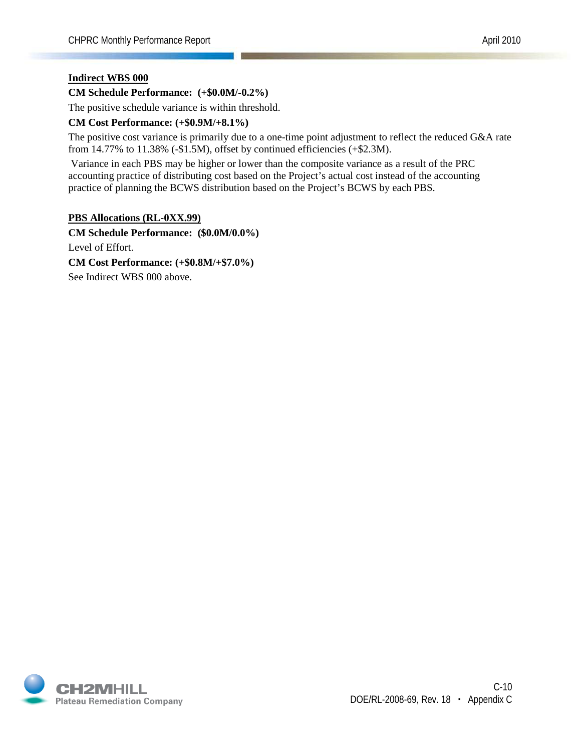**Indirect WBS 000**

**CM Schedule Performance: (+$0.0M/-0.2%)**

The positive schedule variance is within threshold.

**CM Cost Performance: (+$0.9M/+8.1%)**

The positive cost variance is primarily due to a one-time point adjustment to reflect the reduced G&A rate from 14.77% to 11.38% (-$1.5M), offset by continued efficiencies (+$2.3M).

Variance in each PBS may be higher or lower than the composite variance as a result of the PRC accounting practice of distributing cost based on the Project's actual cost instead of the accounting practice of planning the BCWS distribution based on the Project's BCWS by each PBS.

**PBS Allocations (RL-0XX.99)**

**CM Schedule Performance: ($0.0M/0.0%)**

Level of Effort.

**CM Cost Performance: (+$0.8M/+$7.0%)**

See Indirect WBS 000 above.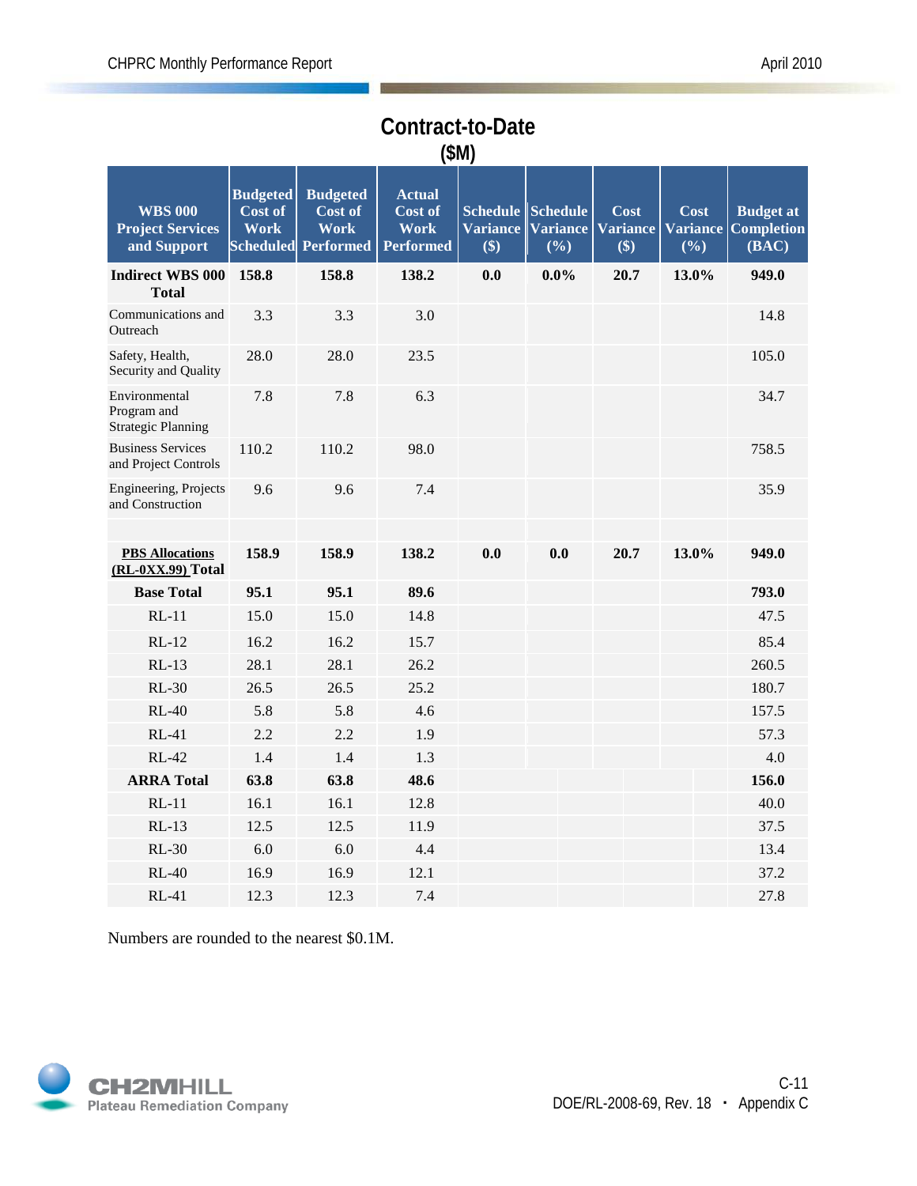## Contract-to-Date

### ($M)

| WBS 000 Project Services and Support | Budgeted Cost of Work Scheduled | Budgeted Cost of Work Performed | Actual Cost of Work Performed | Schedule Variance ($) | Schedule Variance (%) | Cost Variance ($) | Cost Variance (%) | Budget at Completion (BAC) |
|---|---|---|---|---|---|---|---|---|
| **Indirect WBS 000 Total** | **158.8** | **158.8** | **138.2** | **0.0** | **0.0%** | **20.7** | **13.0%** | **949.0** |
| Communications and Outreach | 3.3 | 3.3 | 3.0 | | | | | 14.8 |
| Safety, Health, Security and Quality | 28.0 | 28.0 | 23.5 | | | | | 105.0 |
| Environmental Program and Strategic Planning | 7.8 | 7.8 | 6.3 | | | | | 34.7 |
| Business Services and Project Controls | 110.2 | 110.2 | 98.0 | | | | | 758.5 |
| Engineering, Projects and Construction | 9.6 | 9.6 | 7.4 | | | | | 35.9 |
| | | | | | | | | |
| **PBS Allocations (RL-0XX.99) Total** | **158.9** | **158.9** | **138.2** | **0.0** | **0.0** | **20.7** | **13.0%** | **949.0** |
| **Base Total** | **95.1** | **95.1** | **89.6** | | | | | **793.0** |
| RL-11 | 15.0 | 15.0 | 14.8 | | | | | 47.5 |
| RL-12 | 16.2 | 16.2 | 15.7 | | | | | 85.4 |
| RL-13 | 28.1 | 28.1 | 26.2 | | | | | 260.5 |
| RL-30 | 26.5 | 26.5 | 25.2 | | | | | 180.7 |
| RL-40 | 5.8 | 5.8 | 4.6 | | | | | 157.5 |
| RL-41 | 2.2 | 2.2 | 1.9 | | | | | 57.3 |
| RL-42 | 1.4 | 1.4 | 1.3 | | | | | 4.0 |
| **ARRA Total** | **63.8** | **63.8** | **48.6** | | | | | **156.0** |
| RL-11 | 16.1 | 16.1 | 12.8 | | | | | 40.0 |
| RL-13 | 12.5 | 12.5 | 11.9 | | | | | 37.5 |
| RL-30 | 6.0 | 6.0 | 4.4 | | | | | 13.4 |
| RL-40 | 16.9 | 16.9 | 12.1 | | | | | 37.2 |
| RL-41 | 12.3 | 12.3 | 7.4 | | | | | 27.8 |

Numbers are rounded to the nearest $0.1M.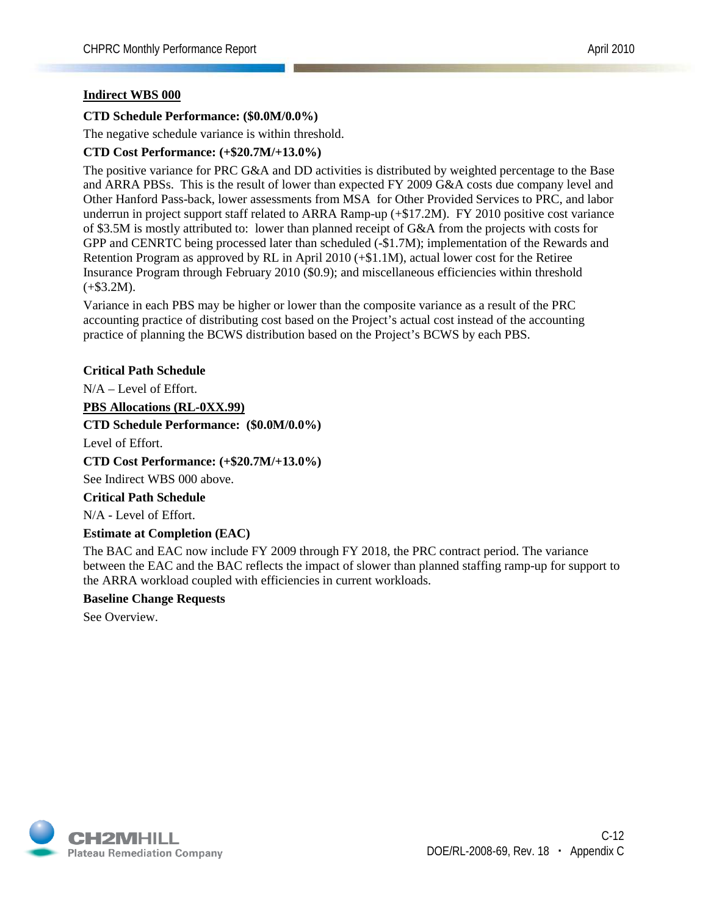**Indirect WBS 000**

**CTD Schedule Performance: ($0.0M/0.0%)**

The negative schedule variance is within threshold.

**CTD Cost Performance: (+$20.7M/+13.0%)**

The positive variance for PRC G&A and DD activities is distributed by weighted percentage to the Base and ARRA PBSs. This is the result of lower than expected FY 2009 G&A costs due company level and Other Hanford Pass-back, lower assessments from MSA for Other Provided Services to PRC, and labor underrun in project support staff related to ARRA Ramp-up (+$17.2M). FY 2010 positive cost variance of $3.5M is mostly attributed to: lower than planned receipt of G&A from the projects with costs for GPP and CENRTC being processed later than scheduled (-$1.7M); implementation of the Rewards and Retention Program as approved by RL in April 2010 (+$1.1M), actual lower cost for the Retiree Insurance Program through February 2010 ($0.9); and miscellaneous efficiencies within threshold (+$3.2M).

Variance in each PBS may be higher or lower than the composite variance as a result of the PRC accounting practice of distributing cost based on the Project's actual cost instead of the accounting practice of planning the BCWS distribution based on the Project's BCWS by each PBS.

**Critical Path Schedule**

N/A – Level of Effort.

**PBS Allocations (RL-0XX.99)**

**CTD Schedule Performance: ($0.0M/0.0%)**

Level of Effort.

**CTD Cost Performance: (+$20.7M/+13.0%)**

See Indirect WBS 000 above.

**Critical Path Schedule**

N/A - Level of Effort.

**Estimate at Completion (EAC)**

The BAC and EAC now include FY 2009 through FY 2018, the PRC contract period. The variance between the EAC and the BAC reflects the impact of slower than planned staffing ramp-up for support to the ARRA workload coupled with efficiencies in current workloads.

**Baseline Change Requests**

See Overview.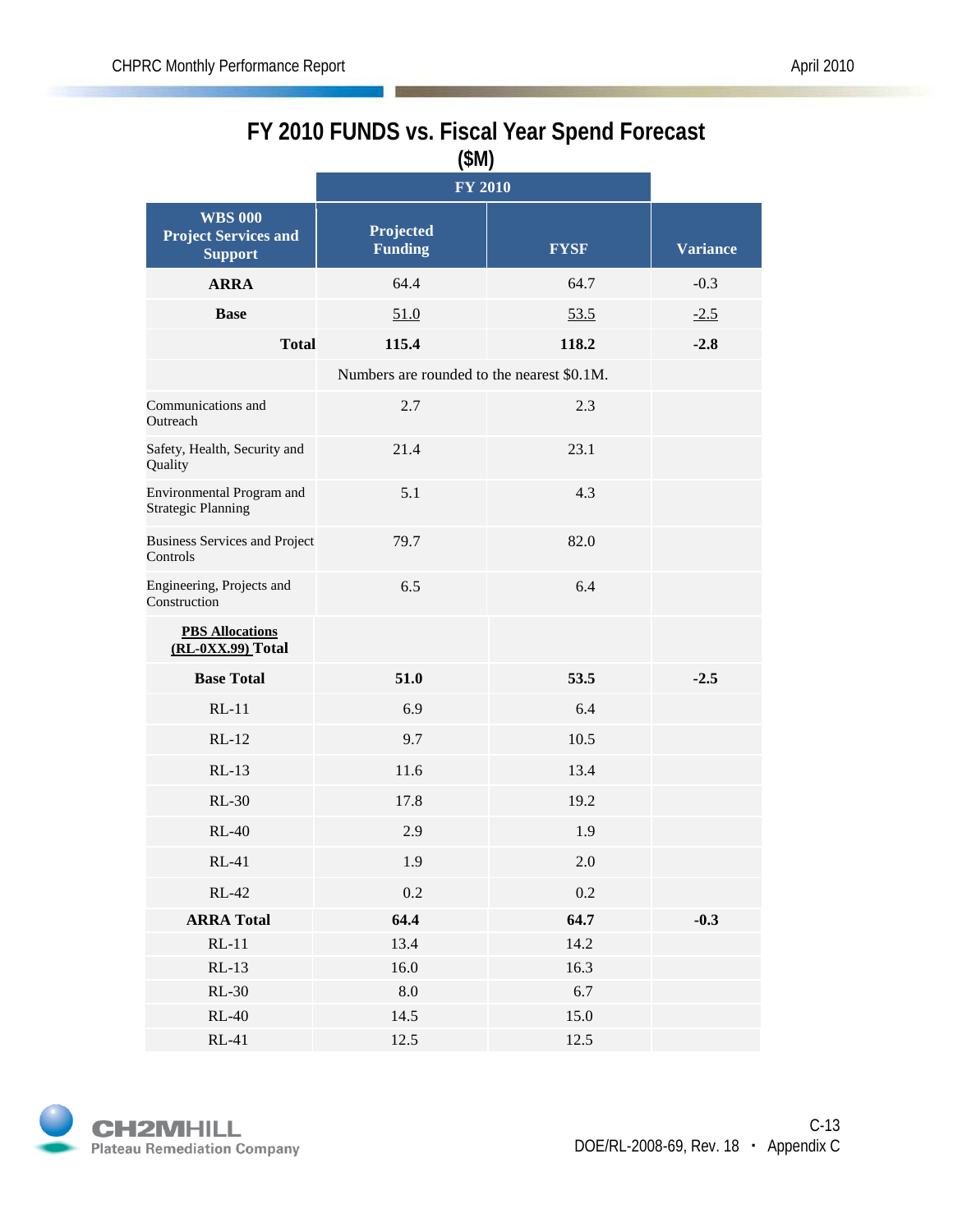# FY 2010 FUNDS vs. Fiscal Year Spend Forecast

## ($M)

| WBS 000 Project Services and Support | FY 2010 Projected Funding | FY 2010 FYSF | Variance |
|---|---|---|---|
| **ARRA** | 64.4 | 64.7 | -0.3 |
| **Base** | 51.0 | 53.5 | -2.5 |
| **Total** | **115.4** | **118.2** | **-2.8** |
| | Numbers are rounded to the nearest $0.1M. | | |
| Communications and Outreach | 2.7 | 2.3 | |
| Safety, Health, Security and Quality | 21.4 | 23.1 | |
| Environmental Program and Strategic Planning | 5.1 | 4.3 | |
| Business Services and Project Controls | 79.7 | 82.0 | |
| Engineering, Projects and Construction | 6.5 | 6.4 | |
| **PBS Allocations (RL-0XX.99) Total** | | | |
| **Base Total** | **51.0** | **53.5** | **-2.5** |
| RL-11 | 6.9 | 6.4 | |
| RL-12 | 9.7 | 10.5 | |
| RL-13 | 11.6 | 13.4 | |
| RL-30 | 17.8 | 19.2 | |
| RL-40 | 2.9 | 1.9 | |
| RL-41 | 1.9 | 2.0 | |
| RL-42 | 0.2 | 0.2 | |
| **ARRA Total** | **64.4** | **64.7** | **-0.3** |
| RL-11 | 13.4 | 14.2 | |
| RL-13 | 16.0 | 16.3 | |
| RL-30 | 8.0 | 6.7 | |
| RL-40 | 14.5 | 15.0 | |
| RL-41 | 12.5 | 12.5 | |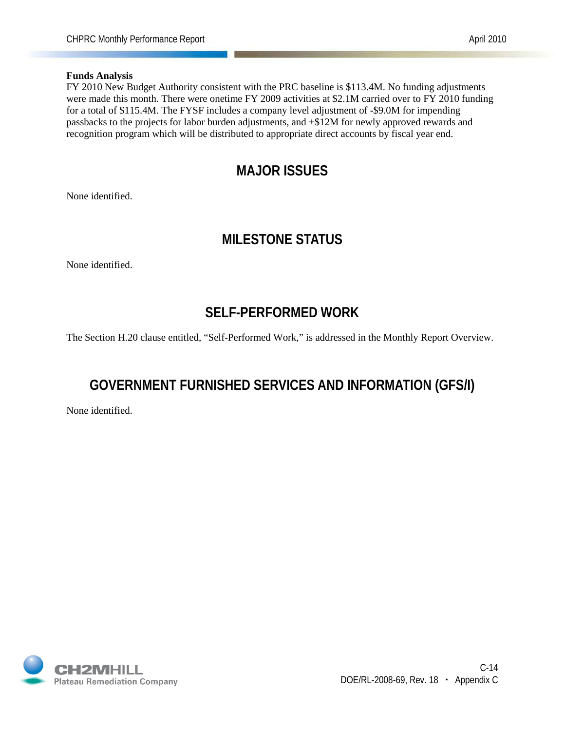**Funds Analysis**

FY 2010 New Budget Authority consistent with the PRC baseline is $113.4M. No funding adjustments were made this month. There were onetime FY 2009 activities at $2.1M carried over to FY 2010 funding for a total of $115.4M. The FYSF includes a company level adjustment of -$9.0M for impending passbacks to the projects for labor burden adjustments, and +$12M for newly approved rewards and recognition program which will be distributed to appropriate direct accounts by fiscal year end.

## MAJOR ISSUES

None identified.

## MILESTONE STATUS

None identified.

## SELF-PERFORMED WORK

The Section H.20 clause entitled, “Self-Performed Work,” is addressed in the Monthly Report Overview.

## GOVERNMENT FURNISHED SERVICES AND INFORMATION (GFS/I)

None identified.